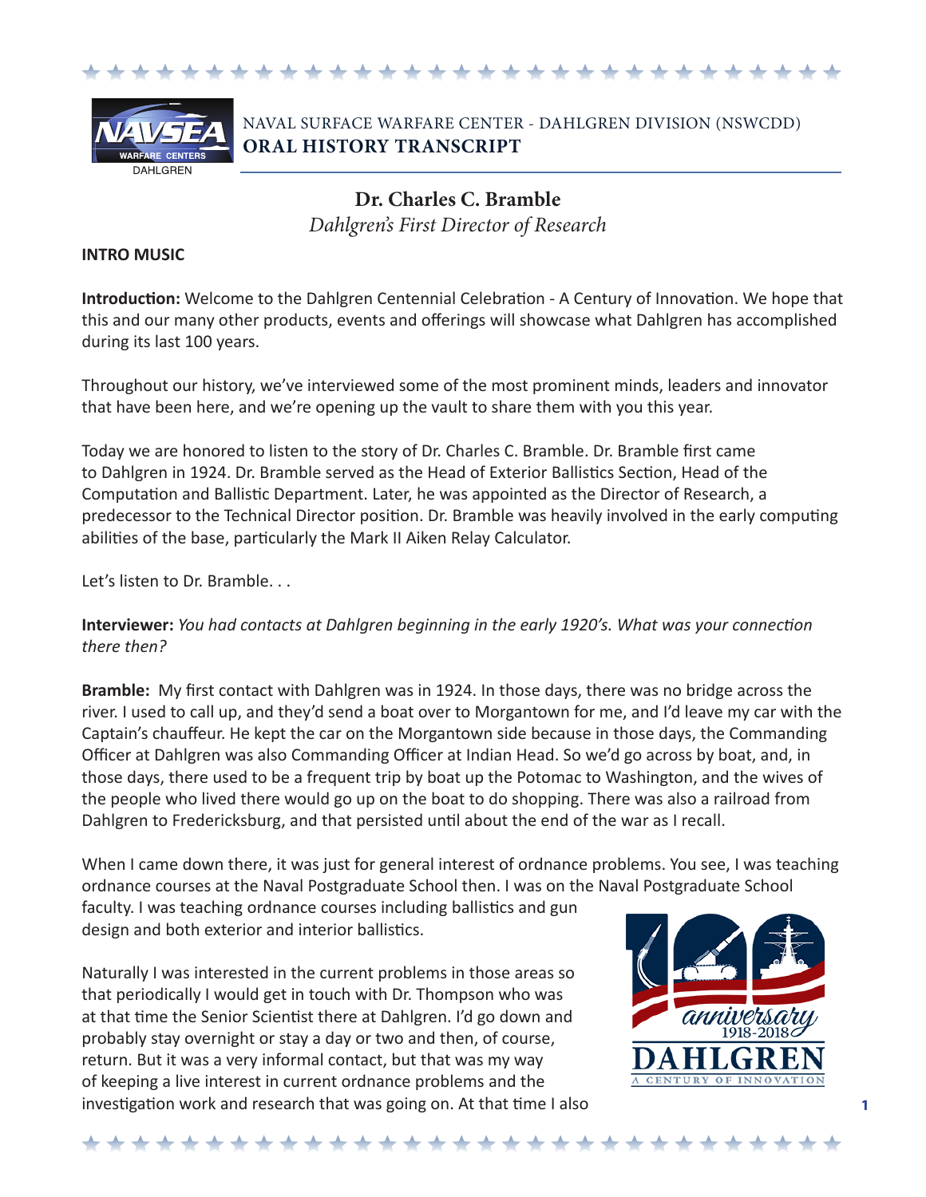NAVAL SURFACE WARFARE CENTER - DAHLGREN DIVISION (NSWCDD)
**ORAL HISTORY TRANSCRIPT**

# Dr. Charles C. Bramble

*Dahlgren's First Director of Research*

**INTRO MUSIC**

**Introduction:** Welcome to the Dahlgren Centennial Celebration - A Century of Innovation. We hope that this and our many other products, events and offerings will showcase what Dahlgren has accomplished during its last 100 years.

Throughout our history, we've interviewed some of the most prominent minds, leaders and innovator that have been here, and we're opening up the vault to share them with you this year.

Today we are honored to listen to the story of Dr. Charles C. Bramble. Dr. Bramble first came to Dahlgren in 1924. Dr. Bramble served as the Head of Exterior Ballistics Section, Head of the Computation and Ballistic Department. Later, he was appointed as the Director of Research, a predecessor to the Technical Director position. Dr. Bramble was heavily involved in the early computing abilities of the base, particularly the Mark II Aiken Relay Calculator.

Let's listen to Dr. Bramble. . .

**Interviewer:** *You had contacts at Dahlgren beginning in the early 1920's. What was your connection there then?*

**Bramble:** My first contact with Dahlgren was in 1924. In those days, there was no bridge across the river. I used to call up, and they'd send a boat over to Morgantown for me, and I'd leave my car with the Captain's chauffeur. He kept the car on the Morgantown side because in those days, the Commanding Officer at Dahlgren was also Commanding Officer at Indian Head. So we'd go across by boat, and, in those days, there used to be a frequent trip by boat up the Potomac to Washington, and the wives of the people who lived there would go up on the boat to do shopping. There was also a railroad from Dahlgren to Fredericksburg, and that persisted until about the end of the war as I recall.

When I came down there, it was just for general interest of ordnance problems. You see, I was teaching ordnance courses at the Naval Postgraduate School then. I was on the Naval Postgraduate School faculty. I was teaching ordnance courses including ballistics and gun design and both exterior and interior ballistics.

Naturally I was interested in the current problems in those areas so that periodically I would get in touch with Dr. Thompson who was at that time the Senior Scientist there at Dahlgren. I'd go down and probably stay overnight or stay a day or two and then, of course, return. But it was a very informal contact, but that was my way of keeping a live interest in current ordnance problems and the investigation work and research that was going on. At that time I also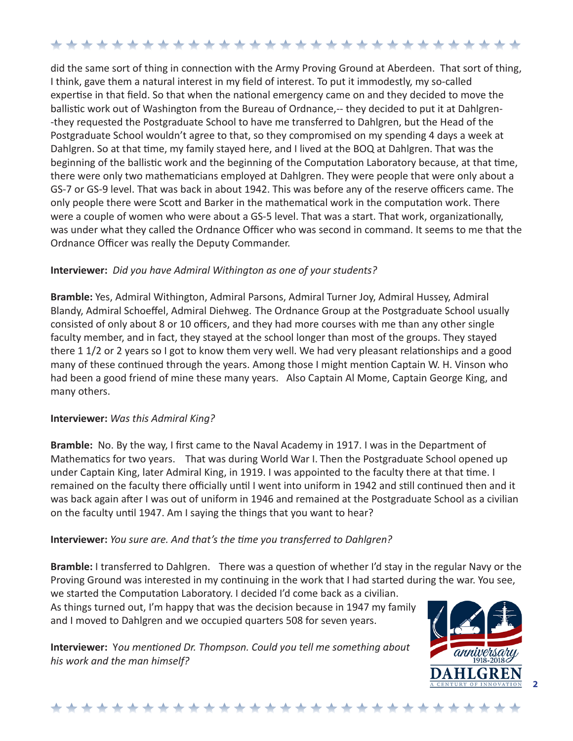did the same sort of thing in connection with the Army Proving Ground at Aberdeen. That sort of thing, I think, gave them a natural interest in my field of interest. To put it immodestly, my so-called expertise in that field. So that when the national emergency came on and they decided to move the ballistic work out of Washington from the Bureau of Ordnance,-- they decided to put it at Dahlgren--they requested the Postgraduate School to have me transferred to Dahlgren, but the Head of the Postgraduate School wouldn't agree to that, so they compromised on my spending 4 days a week at Dahlgren. So at that time, my family stayed here, and I lived at the BOQ at Dahlgren. That was the beginning of the ballistic work and the beginning of the Computation Laboratory because, at that time, there were only two mathematicians employed at Dahlgren. They were people that were only about a GS-7 or GS-9 level. That was back in about 1942. This was before any of the reserve officers came. The only people there were Scott and Barker in the mathematical work in the computation work. There were a couple of women who were about a GS-5 level. That was a start. That work, organizationally, was under what they called the Ordnance Officer who was second in command. It seems to me that the Ordnance Officer was really the Deputy Commander.

**Interviewer:** *Did you have Admiral Withington as one of your students?*

**Bramble:** Yes, Admiral Withington, Admiral Parsons, Admiral Turner Joy, Admiral Hussey, Admiral Blandy, Admiral Schoeffel, Admiral Diehweg. The Ordnance Group at the Postgraduate School usually consisted of only about 8 or 10 officers, and they had more courses with me than any other single faculty member, and in fact, they stayed at the school longer than most of the groups. They stayed there 1 1/2 or 2 years so I got to know them very well. We had very pleasant relationships and a good many of these continued through the years. Among those I might mention Captain W. H. Vinson who had been a good friend of mine these many years. Also Captain Al Mome, Captain George King, and many others.

**Interviewer:** *Was this Admiral King?*

**Bramble:** No. By the way, I first came to the Naval Academy in 1917. I was in the Department of Mathematics for two years. That was during World War I. Then the Postgraduate School opened up under Captain King, later Admiral King, in 1919. I was appointed to the faculty there at that time. I remained on the faculty there officially until I went into uniform in 1942 and still continued then and it was back again after I was out of uniform in 1946 and remained at the Postgraduate School as a civilian on the faculty until 1947. Am I saying the things that you want to hear?

**Interviewer:** *You sure are. And that's the time you transferred to Dahlgren?*

**Bramble:** I transferred to Dahlgren. There was a question of whether I'd stay in the regular Navy or the Proving Ground was interested in my continuing in the work that I had started during the war. You see, we started the Computation Laboratory. I decided I'd come back as a civilian. As things turned out, I'm happy that was the decision because in 1947 my family and I moved to Dahlgren and we occupied quarters 508 for seven years.

**Interviewer:** *You mentioned Dr. Thompson. Could you tell me something about his work and the man himself?*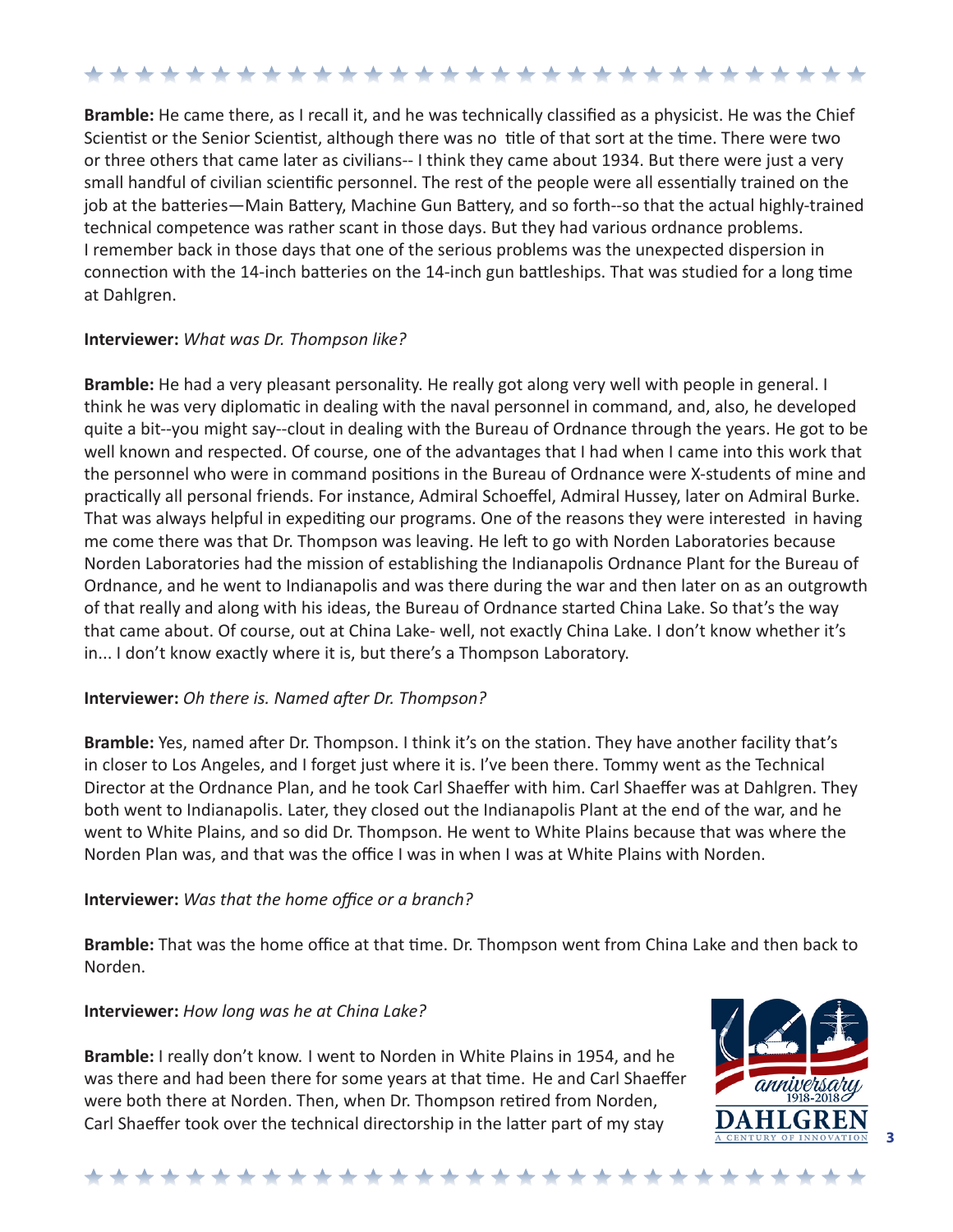**Bramble:** He came there, as I recall it, and he was technically classified as a physicist. He was the Chief Scientist or the Senior Scientist, although there was no title of that sort at the time. There were two or three others that came later as civilians-- I think they came about 1934. But there were just a very small handful of civilian scientific personnel. The rest of the people were all essentially trained on the job at the batteries—Main Battery, Machine Gun Battery, and so forth--so that the actual highly-trained technical competence was rather scant in those days. But they had various ordnance problems. I remember back in those days that one of the serious problems was the unexpected dispersion in connection with the 14-inch batteries on the 14-inch gun battleships. That was studied for a long time at Dahlgren.

**Interviewer:** *What was Dr. Thompson like?*

**Bramble:** He had a very pleasant personality. He really got along very well with people in general. I think he was very diplomatic in dealing with the naval personnel in command, and, also, he developed quite a bit--you might say--clout in dealing with the Bureau of Ordnance through the years. He got to be well known and respected. Of course, one of the advantages that I had when I came into this work that the personnel who were in command positions in the Bureau of Ordnance were X-students of mine and practically all personal friends. For instance, Admiral Schoeffel, Admiral Hussey, later on Admiral Burke. That was always helpful in expediting our programs. One of the reasons they were interested in having me come there was that Dr. Thompson was leaving. He left to go with Norden Laboratories because Norden Laboratories had the mission of establishing the Indianapolis Ordnance Plant for the Bureau of Ordnance, and he went to Indianapolis and was there during the war and then later on as an outgrowth of that really and along with his ideas, the Bureau of Ordnance started China Lake. So that's the way that came about. Of course, out at China Lake- well, not exactly China Lake. I don't know whether it's in... I don't know exactly where it is, but there's a Thompson Laboratory.

**Interviewer:** *Oh there is. Named after Dr. Thompson?*

**Bramble:** Yes, named after Dr. Thompson. I think it's on the station. They have another facility that's in closer to Los Angeles, and I forget just where it is. I've been there. Tommy went as the Technical Director at the Ordnance Plan, and he took Carl Shaeffer with him. Carl Shaeffer was at Dahlgren. They both went to Indianapolis. Later, they closed out the Indianapolis Plant at the end of the war, and he went to White Plains, and so did Dr. Thompson. He went to White Plains because that was where the Norden Plan was, and that was the office I was in when I was at White Plains with Norden.

**Interviewer:** *Was that the home office or a branch?*

**Bramble:** That was the home office at that time. Dr. Thompson went from China Lake and then back to Norden.

**Interviewer:** *How long was he at China Lake?*

**Bramble:** I really don't know. I went to Norden in White Plains in 1954, and he was there and had been there for some years at that time. He and Carl Shaeffer were both there at Norden. Then, when Dr. Thompson retired from Norden, Carl Shaeffer took over the technical directorship in the latter part of my stay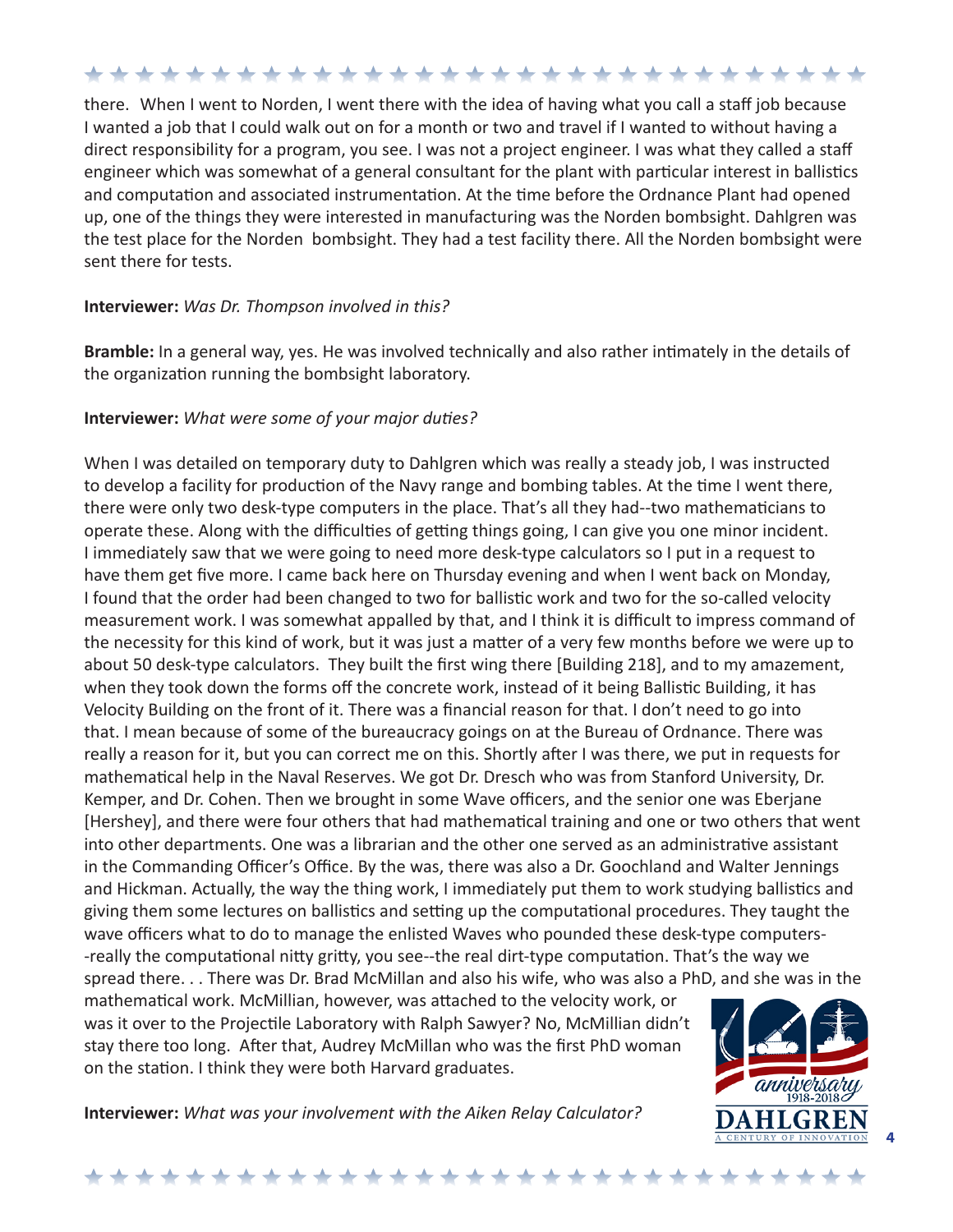there. When I went to Norden, I went there with the idea of having what you call a staff job because I wanted a job that I could walk out on for a month or two and travel if I wanted to without having a direct responsibility for a program, you see. I was not a project engineer. I was what they called a staff engineer which was somewhat of a general consultant for the plant with particular interest in ballistics and computation and associated instrumentation. At the time before the Ordnance Plant had opened up, one of the things they were interested in manufacturing was the Norden bombsight. Dahlgren was the test place for the Norden bombsight. They had a test facility there. All the Norden bombsight were sent there for tests.

**Interviewer:** *Was Dr. Thompson involved in this?*

**Bramble:** In a general way, yes. He was involved technically and also rather intimately in the details of the organization running the bombsight laboratory.

**Interviewer:** *What were some of your major duties?*

When I was detailed on temporary duty to Dahlgren which was really a steady job, I was instructed to develop a facility for production of the Navy range and bombing tables. At the time I went there, there were only two desk-type computers in the place. That's all they had--two mathematicians to operate these. Along with the difficulties of getting things going, I can give you one minor incident. I immediately saw that we were going to need more desk-type calculators so I put in a request to have them get five more. I came back here on Thursday evening and when I went back on Monday, I found that the order had been changed to two for ballistic work and two for the so-called velocity measurement work. I was somewhat appalled by that, and I think it is difficult to impress command of the necessity for this kind of work, but it was just a matter of a very few months before we were up to about 50 desk-type calculators. They built the first wing there [Building 218], and to my amazement, when they took down the forms off the concrete work, instead of it being Ballistic Building, it has Velocity Building on the front of it. There was a financial reason for that. I don't need to go into that. I mean because of some of the bureaucracy goings on at the Bureau of Ordnance. There was really a reason for it, but you can correct me on this. Shortly after I was there, we put in requests for mathematical help in the Naval Reserves. We got Dr. Dresch who was from Stanford University, Dr. Kemper, and Dr. Cohen. Then we brought in some Wave officers, and the senior one was Eberjane [Hershey], and there were four others that had mathematical training and one or two others that went into other departments. One was a librarian and the other one served as an administrative assistant in the Commanding Officer's Office. By the was, there was also a Dr. Goochland and Walter Jennings and Hickman. Actually, the way the thing work, I immediately put them to work studying ballistics and giving them some lectures on ballistics and setting up the computational procedures. They taught the wave officers what to do to manage the enlisted Waves who pounded these desk-type computers--really the computational nitty gritty, you see--the real dirt-type computation. That's the way we spread there. . . There was Dr. Brad McMillan and also his wife, who was also a PhD, and she was in the mathematical work. McMillian, however, was attached to the velocity work, or was it over to the Projectile Laboratory with Ralph Sawyer? No, McMillian didn't stay there too long. After that, Audrey McMillan who was the first PhD woman on the station. I think they were both Harvard graduates.

**Interviewer:** *What was your involvement with the Aiken Relay Calculator?*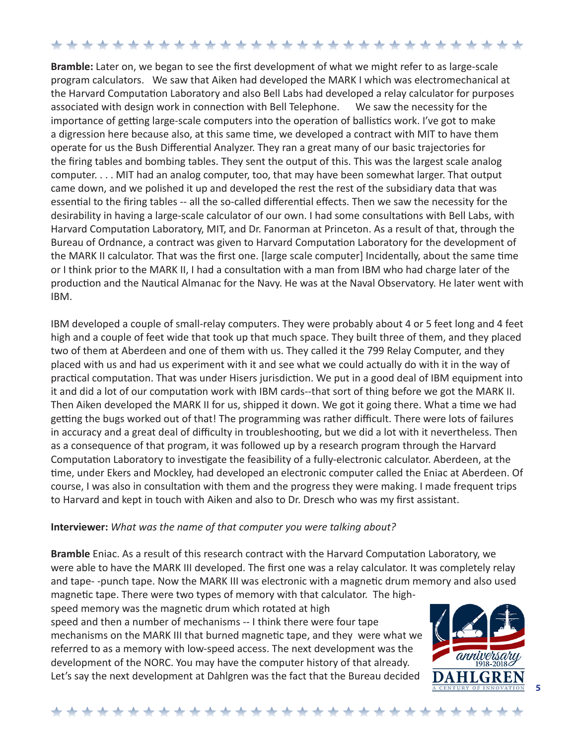**Bramble:** Later on, we began to see the first development of what we might refer to as large-scale program calculators. We saw that Aiken had developed the MARK I which was electromechanical at the Harvard Computation Laboratory and also Bell Labs had developed a relay calculator for purposes associated with design work in connection with Bell Telephone. We saw the necessity for the importance of getting large-scale computers into the operation of ballistics work. I've got to make a digression here because also, at this same time, we developed a contract with MIT to have them operate for us the Bush Differential Analyzer. They ran a great many of our basic trajectories for the firing tables and bombing tables. They sent the output of this. This was the largest scale analog computer. . . . MIT had an analog computer, too, that may have been somewhat larger. That output came down, and we polished it up and developed the rest the rest of the subsidiary data that was essential to the firing tables -- all the so-called differential effects. Then we saw the necessity for the desirability in having a large-scale calculator of our own. I had some consultations with Bell Labs, with Harvard Computation Laboratory, MIT, and Dr. Fanorman at Princeton. As a result of that, through the Bureau of Ordnance, a contract was given to Harvard Computation Laboratory for the development of the MARK II calculator. That was the first one. [large scale computer] Incidentally, about the same time or I think prior to the MARK II, I had a consultation with a man from IBM who had charge later of the production and the Nautical Almanac for the Navy. He was at the Naval Observatory. He later went with IBM.

IBM developed a couple of small-relay computers. They were probably about 4 or 5 feet long and 4 feet high and a couple of feet wide that took up that much space. They built three of them, and they placed two of them at Aberdeen and one of them with us. They called it the 799 Relay Computer, and they placed with us and had us experiment with it and see what we could actually do with it in the way of practical computation. That was under Hisers jurisdiction. We put in a good deal of IBM equipment into it and did a lot of our computation work with IBM cards--that sort of thing before we got the MARK II. Then Aiken developed the MARK II for us, shipped it down. We got it going there. What a time we had getting the bugs worked out of that! The programming was rather difficult. There were lots of failures in accuracy and a great deal of difficulty in troubleshooting, but we did a lot with it nevertheless. Then as a consequence of that program, it was followed up by a research program through the Harvard Computation Laboratory to investigate the feasibility of a fully-electronic calculator. Aberdeen, at the time, under Ekers and Mockley, had developed an electronic computer called the Eniac at Aberdeen. Of course, I was also in consultation with them and the progress they were making. I made frequent trips to Harvard and kept in touch with Aiken and also to Dr. Dresch who was my first assistant.

**Interviewer:** *What was the name of that computer you were talking about?*

**Bramble** Eniac. As a result of this research contract with the Harvard Computation Laboratory, we were able to have the MARK III developed. The first one was a relay calculator. It was completely relay and tape- -punch tape. Now the MARK III was electronic with a magnetic drum memory and also used magnetic tape. There were two types of memory with that calculator. The high-speed memory was the magnetic drum which rotated at high speed and then a number of mechanisms -- I think there were four tape mechanisms on the MARK III that burned magnetic tape, and they were what we referred to as a memory with low-speed access. The next development was the development of the NORC. You may have the computer history of that already. Let's say the next development at Dahlgren was the fact that the Bureau decided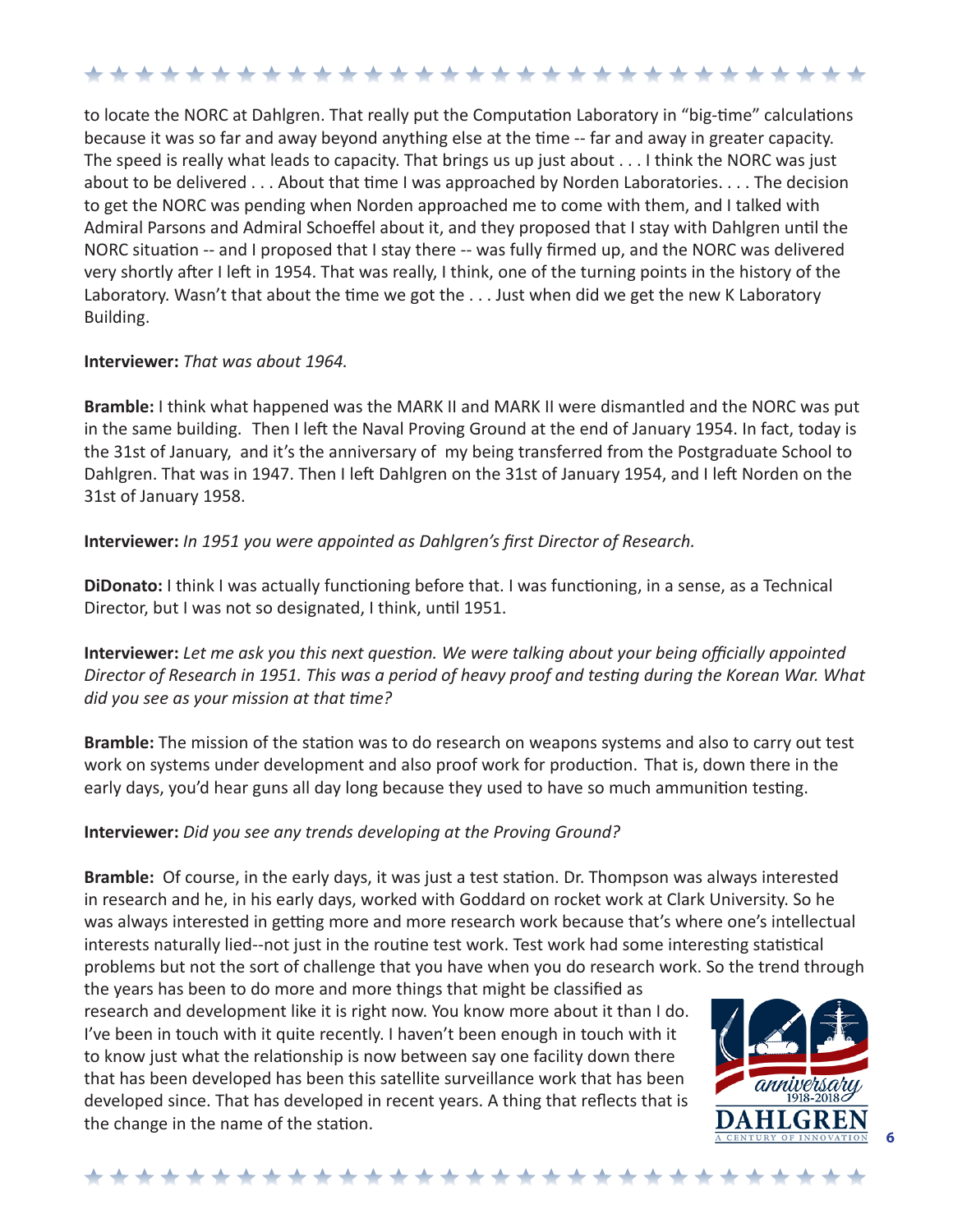to locate the NORC at Dahlgren. That really put the Computation Laboratory in "big-time" calculations because it was so far and away beyond anything else at the time -- far and away in greater capacity. The speed is really what leads to capacity. That brings us up just about . . . I think the NORC was just about to be delivered . . . About that time I was approached by Norden Laboratories. . . . The decision to get the NORC was pending when Norden approached me to come with them, and I talked with Admiral Parsons and Admiral Schoeffel about it, and they proposed that I stay with Dahlgren until the NORC situation -- and I proposed that I stay there -- was fully firmed up, and the NORC was delivered very shortly after I left in 1954. That was really, I think, one of the turning points in the history of the Laboratory. Wasn't that about the time we got the . . . Just when did we get the new K Laboratory Building.

**Interviewer:** *That was about 1964.*

**Bramble:** I think what happened was the MARK II and MARK II were dismantled and the NORC was put in the same building. Then I left the Naval Proving Ground at the end of January 1954. In fact, today is the 31st of January, and it's the anniversary of my being transferred from the Postgraduate School to Dahlgren. That was in 1947. Then I left Dahlgren on the 31st of January 1954, and I left Norden on the 31st of January 1958.

**Interviewer:** *In 1951 you were appointed as Dahlgren's first Director of Research.*

**DiDonato:** I think I was actually functioning before that. I was functioning, in a sense, as a Technical Director, but I was not so designated, I think, until 1951.

**Interviewer:** *Let me ask you this next question. We were talking about your being officially appointed Director of Research in 1951. This was a period of heavy proof and testing during the Korean War. What did you see as your mission at that time?*

**Bramble:** The mission of the station was to do research on weapons systems and also to carry out test work on systems under development and also proof work for production. That is, down there in the early days, you'd hear guns all day long because they used to have so much ammunition testing.

**Interviewer:** *Did you see any trends developing at the Proving Ground?*

**Bramble:** Of course, in the early days, it was just a test station. Dr. Thompson was always interested in research and he, in his early days, worked with Goddard on rocket work at Clark University. So he was always interested in getting more and more research work because that's where one's intellectual interests naturally lied--not just in the routine test work. Test work had some interesting statistical problems but not the sort of challenge that you have when you do research work. So the trend through the years has been to do more and more things that might be classified as research and development like it is right now. You know more about it than I do. I've been in touch with it quite recently. I haven't been enough in touch with it to know just what the relationship is now between say one facility down there that has been developed has been this satellite surveillance work that has been developed since. That has developed in recent years. A thing that reflects that is the change in the name of the station.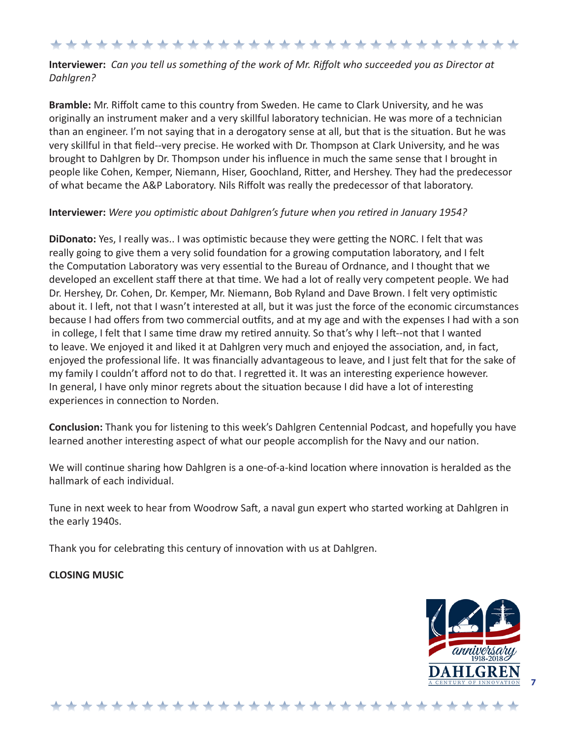**Interviewer:** *Can you tell us something of the work of Mr. Riffolt who succeeded you as Director at Dahlgren?*

**Bramble:** Mr. Riffolt came to this country from Sweden. He came to Clark University, and he was originally an instrument maker and a very skillful laboratory technician. He was more of a technician than an engineer. I'm not saying that in a derogatory sense at all, but that is the situation. But he was very skillful in that field--very precise. He worked with Dr. Thompson at Clark University, and he was brought to Dahlgren by Dr. Thompson under his influence in much the same sense that I brought in people like Cohen, Kemper, Niemann, Hiser, Goochland, Ritter, and Hershey. They had the predecessor of what became the A&P Laboratory. Nils Riffolt was really the predecessor of that laboratory.

**Interviewer:** *Were you optimistic about Dahlgren's future when you retired in January 1954?*

**DiDonato:** Yes, I really was.. I was optimistic because they were getting the NORC. I felt that was really going to give them a very solid foundation for a growing computation laboratory, and I felt the Computation Laboratory was very essential to the Bureau of Ordnance, and I thought that we developed an excellent staff there at that time. We had a lot of really very competent people. We had Dr. Hershey, Dr. Cohen, Dr. Kemper, Mr. Niemann, Bob Ryland and Dave Brown. I felt very optimistic about it. I left, not that I wasn't interested at all, but it was just the force of the economic circumstances because I had offers from two commercial outfits, and at my age and with the expenses I had with a son in college, I felt that I same time draw my retired annuity. So that's why I left--not that I wanted to leave. We enjoyed it and liked it at Dahlgren very much and enjoyed the association, and, in fact, enjoyed the professional life. It was financially advantageous to leave, and I just felt that for the sake of my family I couldn't afford not to do that. I regretted it. It was an interesting experience however. In general, I have only minor regrets about the situation because I did have a lot of interesting experiences in connection to Norden.

**Conclusion:** Thank you for listening to this week's Dahlgren Centennial Podcast, and hopefully you have learned another interesting aspect of what our people accomplish for the Navy and our nation.

We will continue sharing how Dahlgren is a one-of-a-kind location where innovation is heralded as the hallmark of each individual.

Tune in next week to hear from Woodrow Saft, a naval gun expert who started working at Dahlgren in the early 1940s.

Thank you for celebrating this century of innovation with us at Dahlgren.

**CLOSING MUSIC**